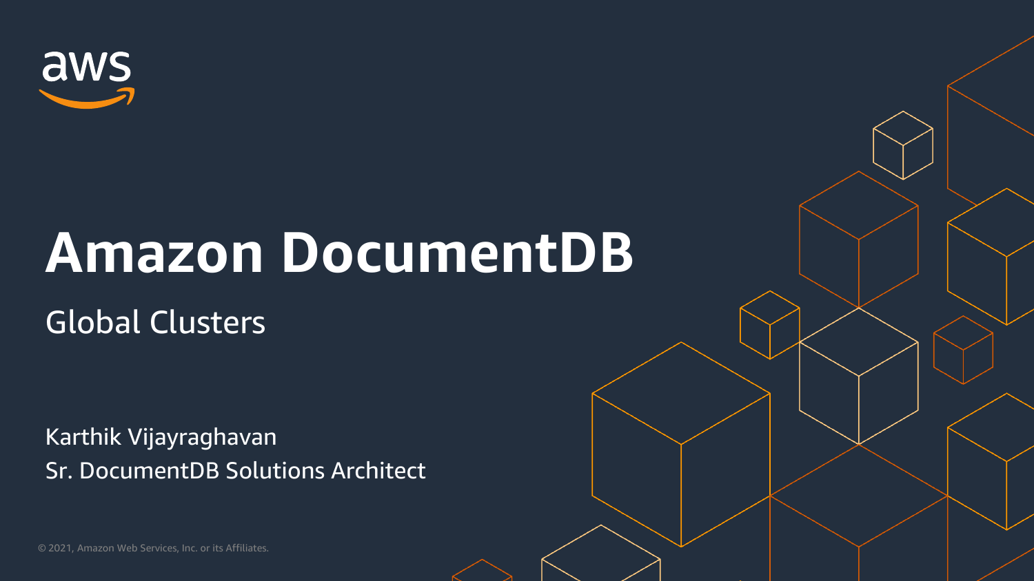# Amazon DocumentDB

## Global Clusters

Karthik Vijayraghavan
Sr. DocumentDB Solutions Architect

© 2021, Amazon Web Services, Inc. or its Affiliates.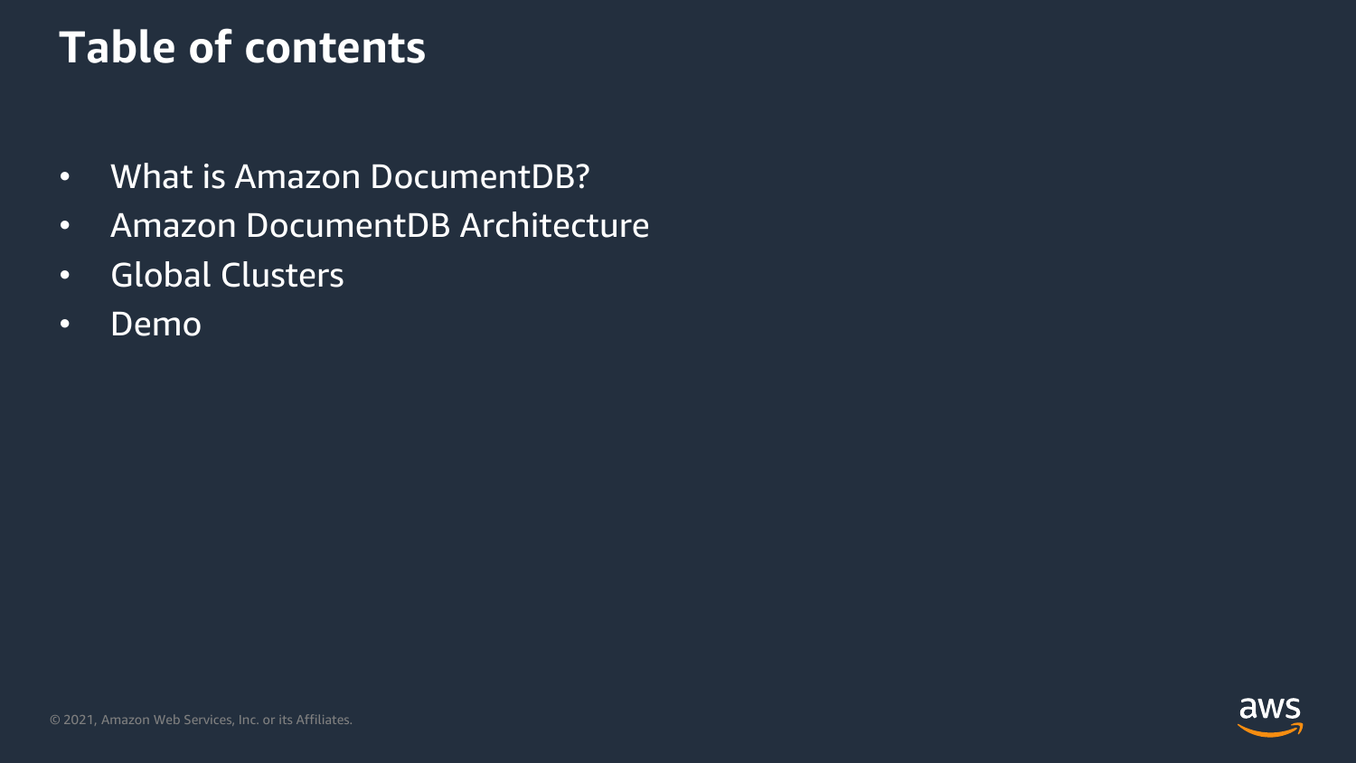# Table of contents

- What is Amazon DocumentDB?
- Amazon DocumentDB Architecture
- Global Clusters
- Demo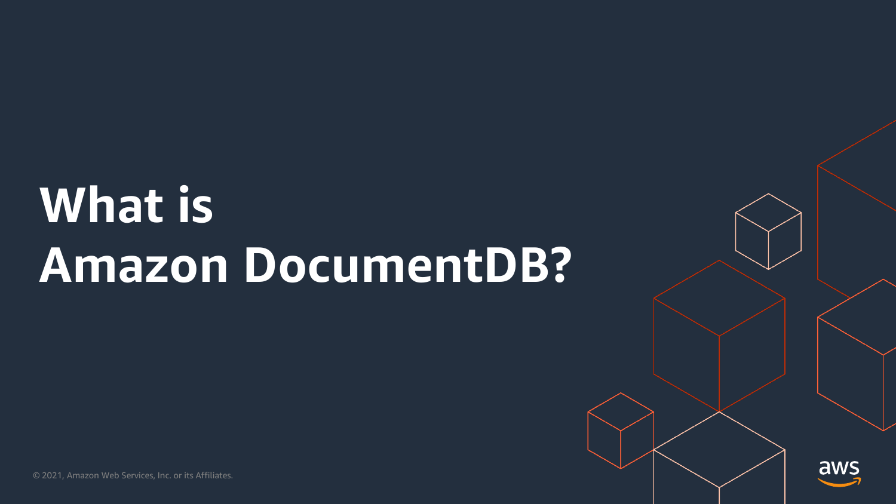# What is Amazon DocumentDB?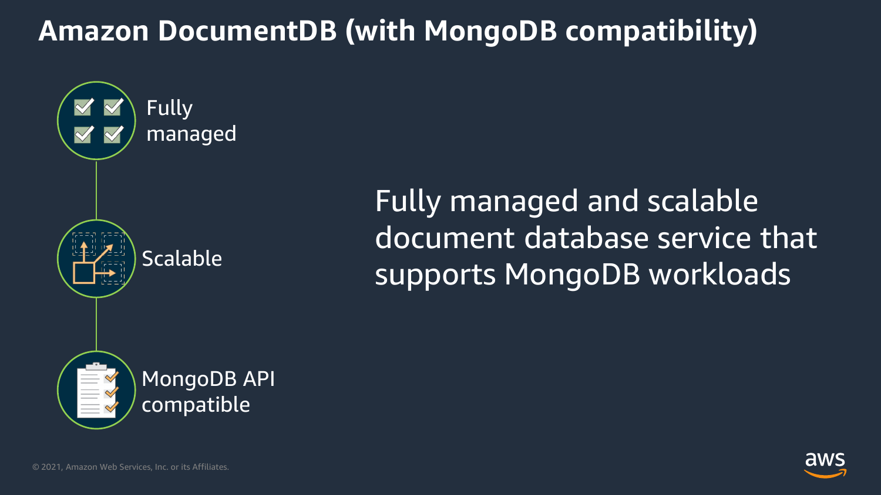# Amazon DocumentDB (with MongoDB compatibility)

- Fully managed
- Scalable
- MongoDB API compatible

Fully managed and scalable document database service that supports MongoDB workloads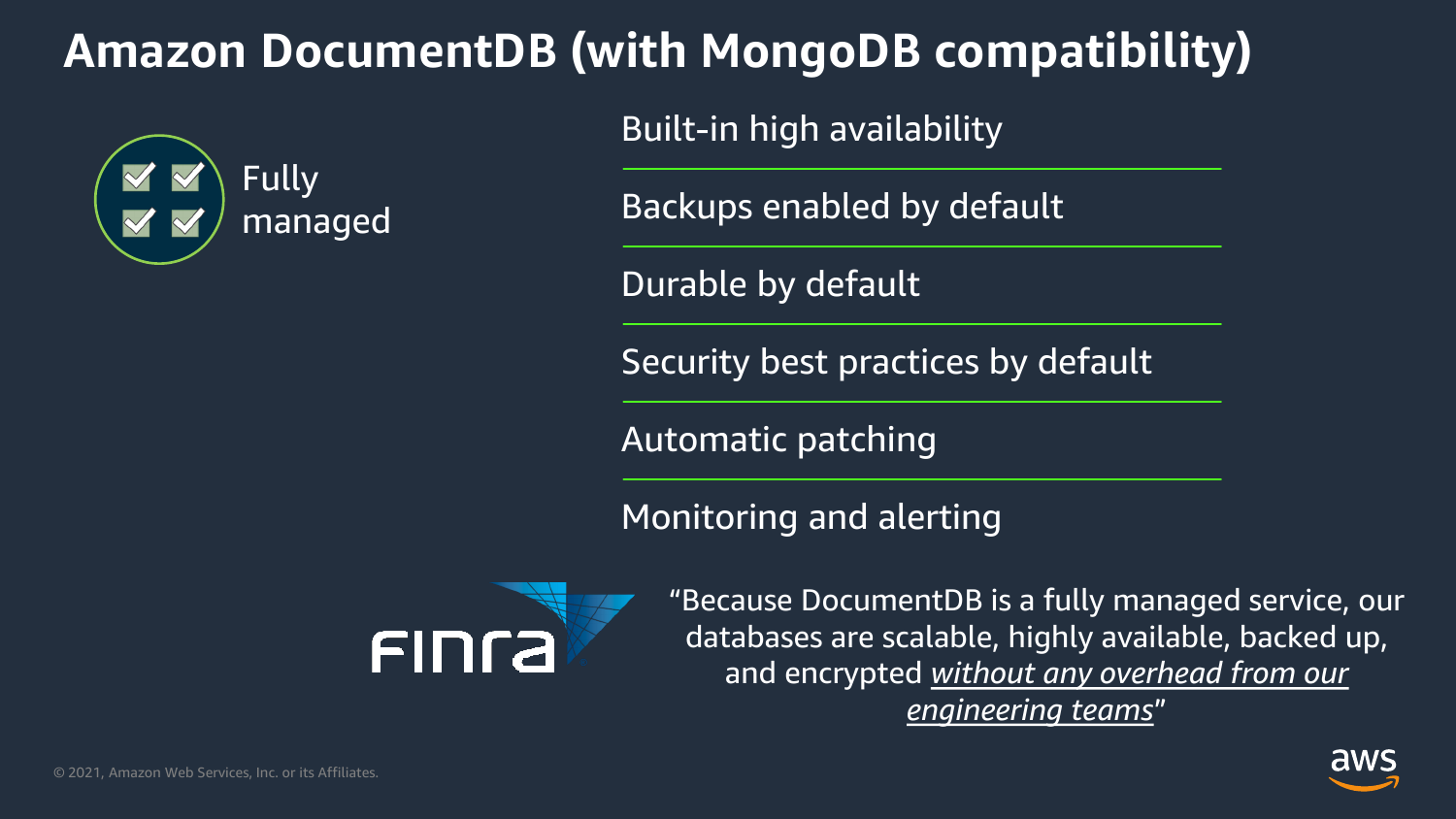# Amazon DocumentDB (with MongoDB compatibility)

Fully managed

- Built-in high availability
- Backups enabled by default
- Durable by default
- Security best practices by default
- Automatic patching
- Monitoring and alerting

FINRA

"Because DocumentDB is a fully managed service, our databases are scalable, highly available, backed up, and encrypted *without any overhead from our engineering teams*"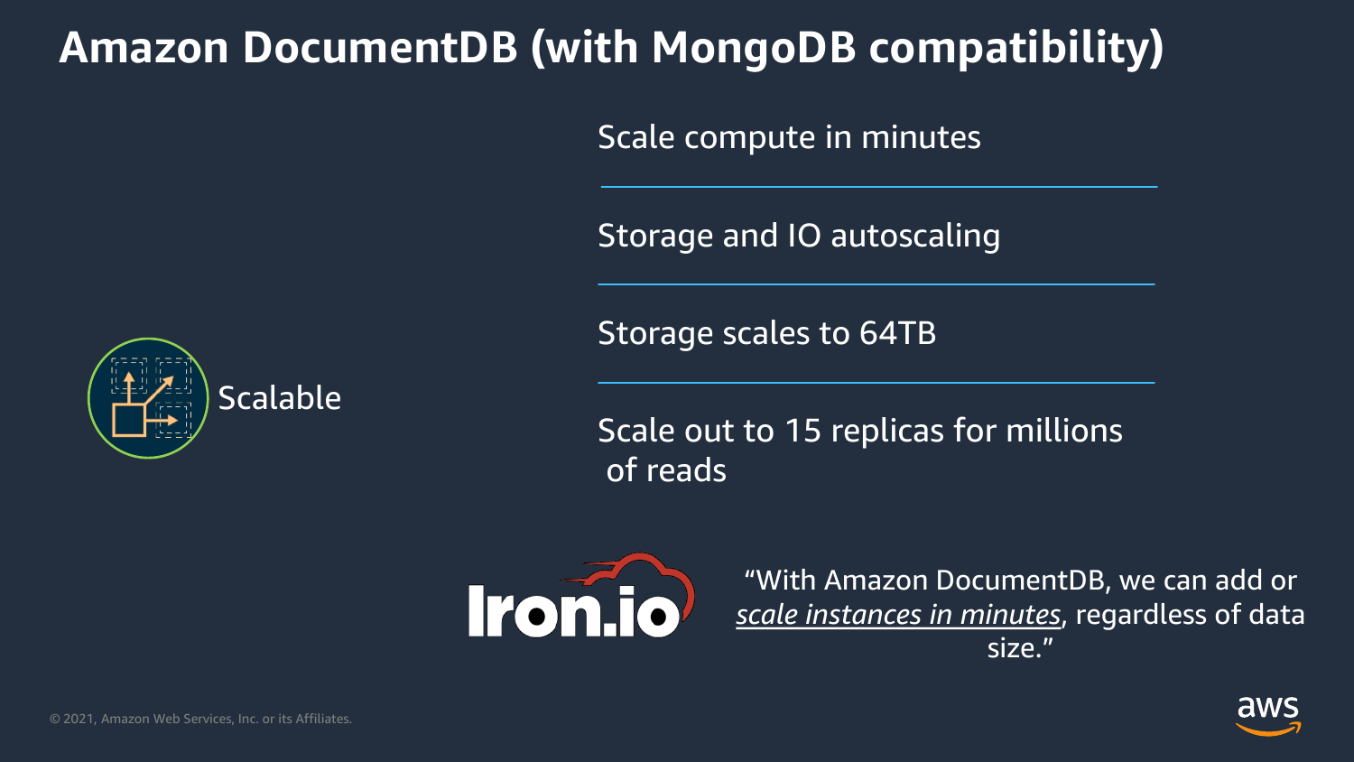# Amazon DocumentDB (with MongoDB compatibility)

Scalable

- Scale compute in minutes
- Storage and IO autoscaling
- Storage scales to 64TB
- Scale out to 15 replicas for millions of reads

Iron.io

"With Amazon DocumentDB, we can add or *scale instances in minutes*, regardless of data size."

© 2021, Amazon Web Services, Inc. or its Affiliates.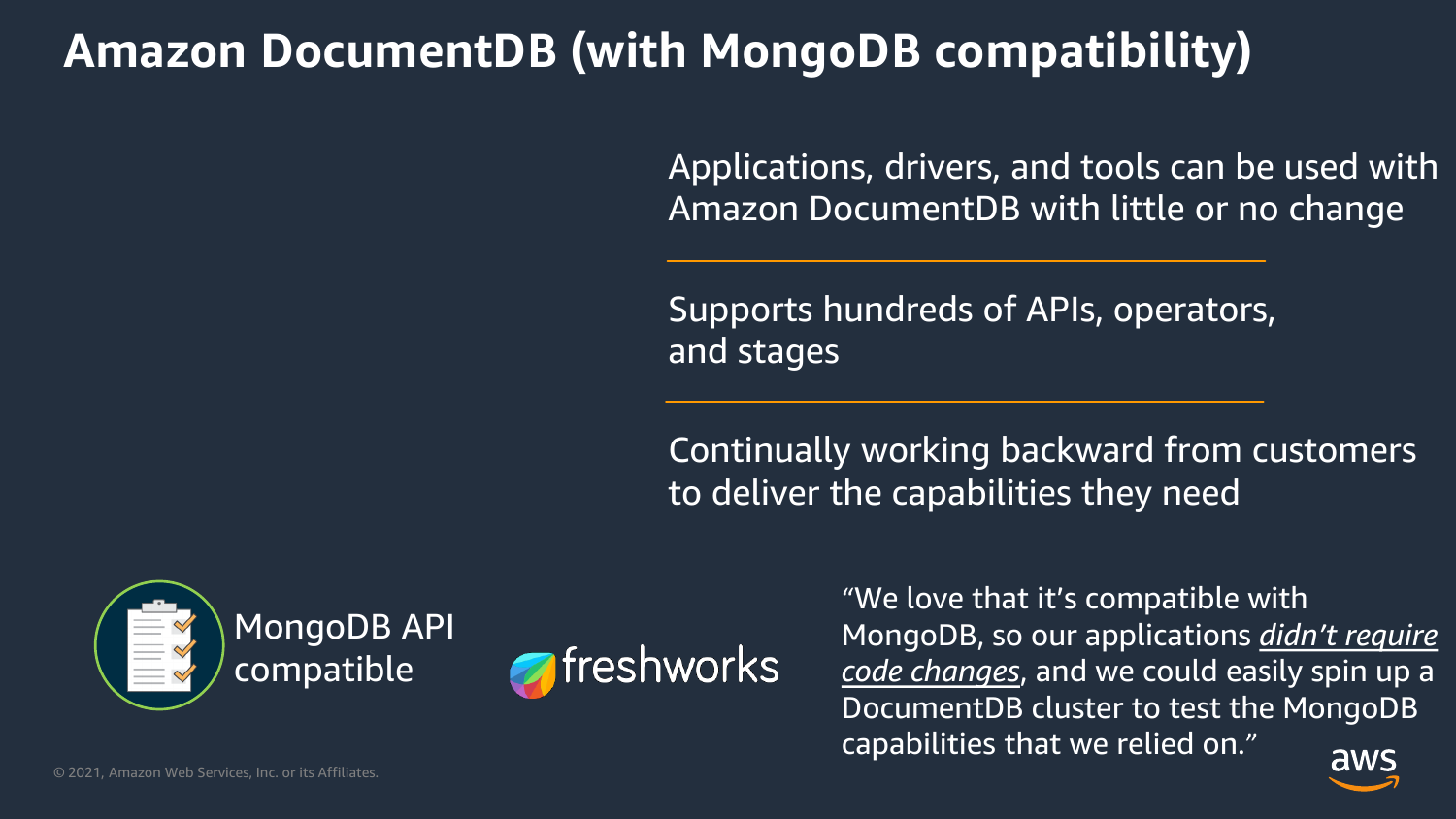# Amazon DocumentDB (with MongoDB compatibility)

Applications, drivers, and tools can be used with Amazon DocumentDB with little or no change

---

Supports hundreds of APIs, operators, and stages

---

Continually working backward from customers to deliver the capabilities they need

MongoDB API compatible

freshworks

"We love that it's compatible with MongoDB, so our applications ***didn't require code changes***, and we could easily spin up a DocumentDB cluster to test the MongoDB capabilities that we relied on."

© 2021, Amazon Web Services, Inc. or its Affiliates.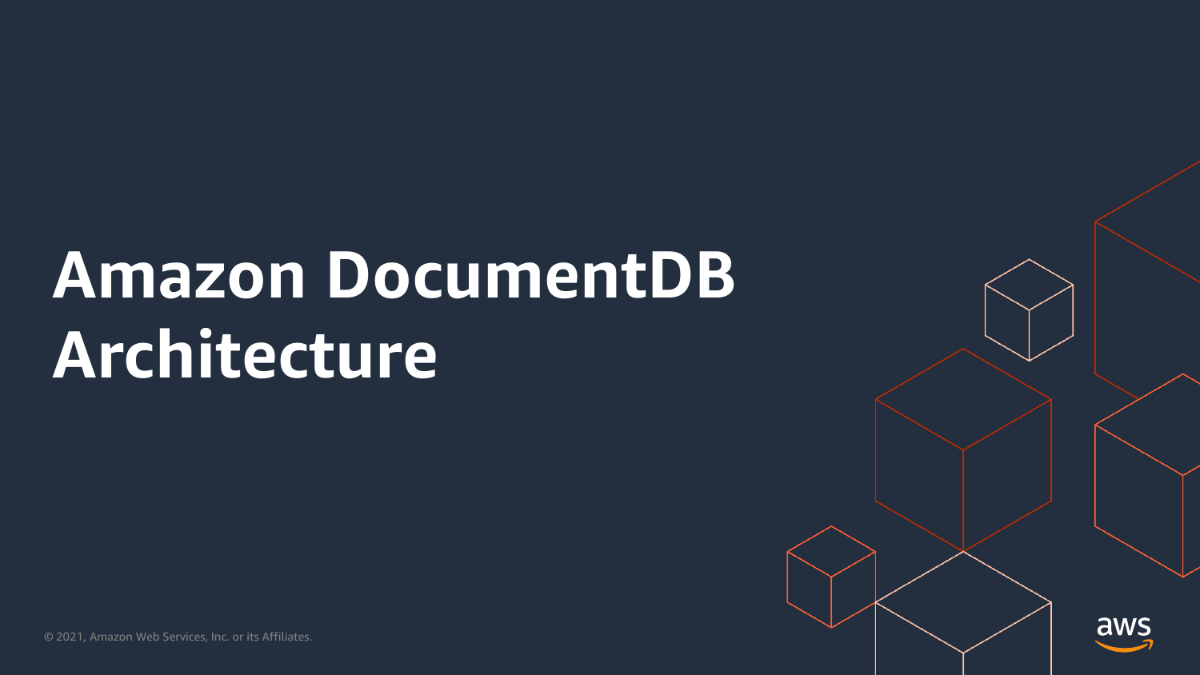# Amazon DocumentDB Architecture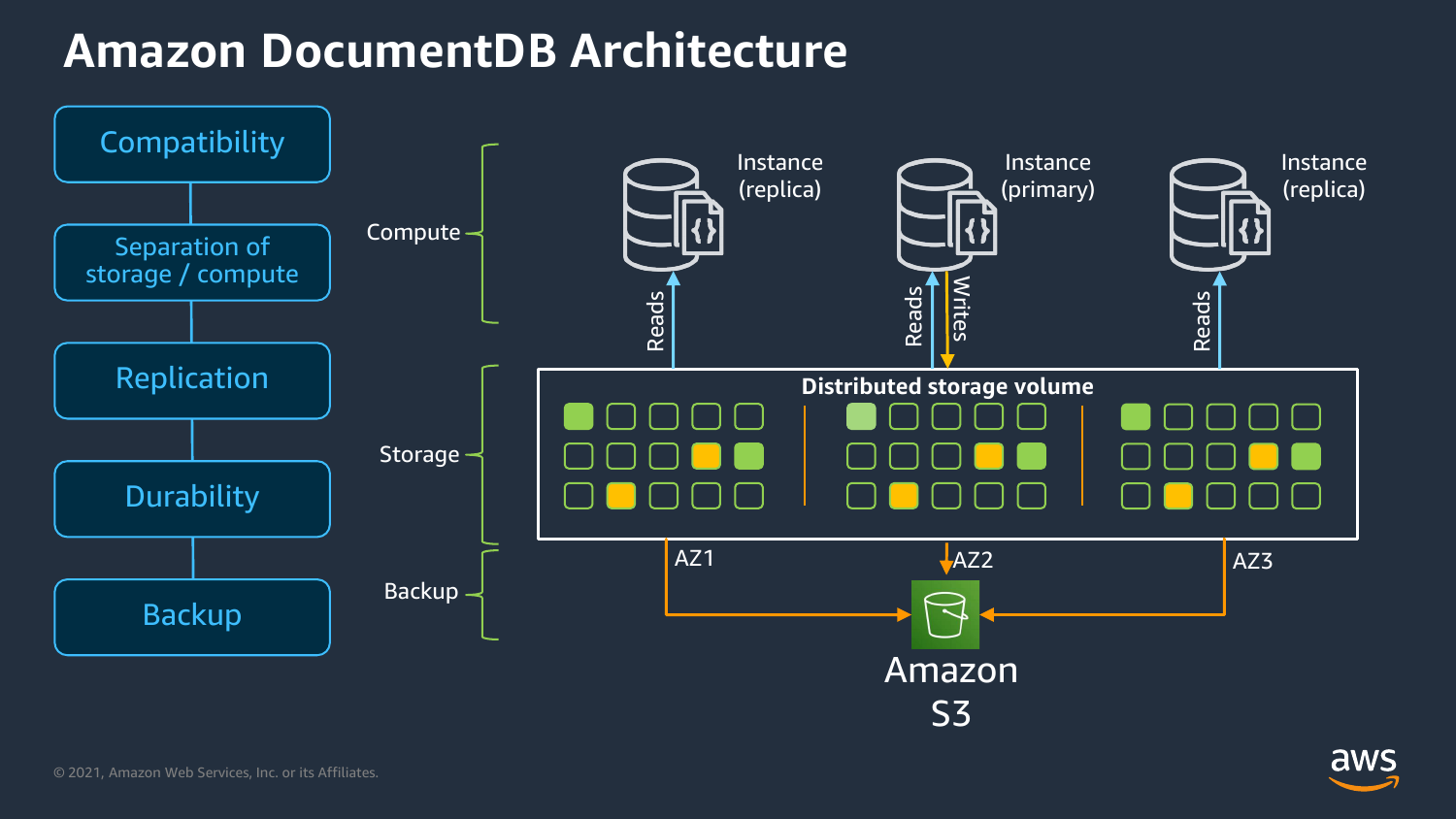# Amazon DocumentDB Architecture

- Compatibility
- Separation of storage / compute
- Replication
- Durability
- Backup

Compute

Instance (replica)

Instance (primary)

Instance (replica)

Reads

Reads

Writes

Reads

Storage

Distributed storage volume

Backup

AZ1

AZ2

AZ3

Amazon S3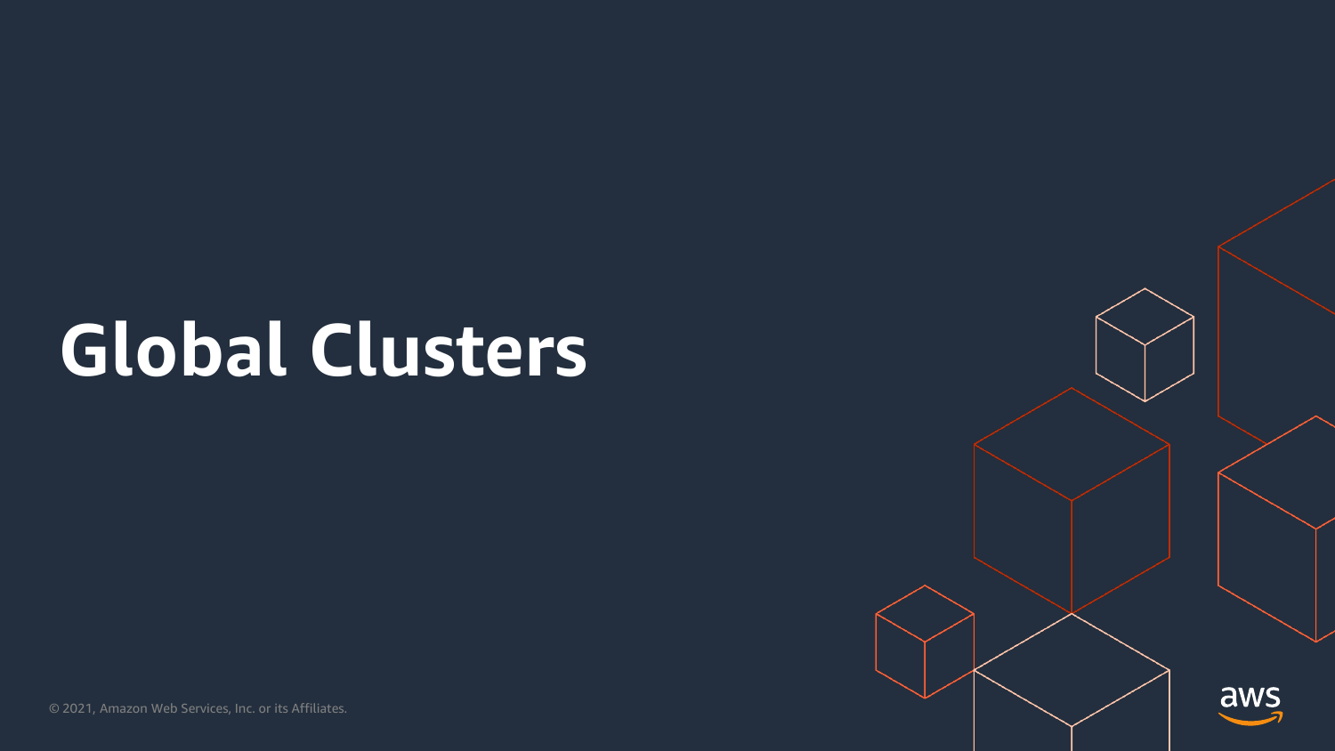# Global Clusters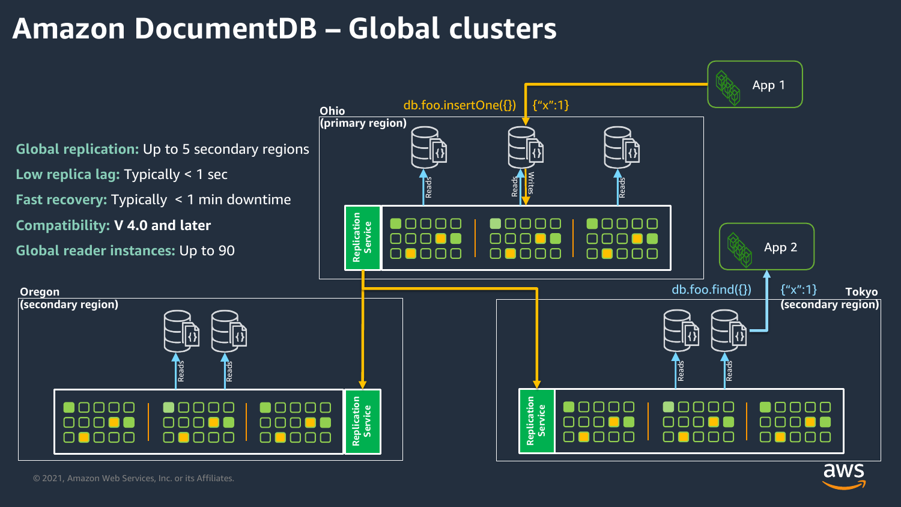# Amazon DocumentDB – Global clusters

**Global replication:** Up to 5 secondary regions

**Low replica lag:** Typically < 1 sec

**Fast recovery:** Typically < 1 min downtime

**Compatibility:** **V 4.0 and later**

**Global reader instances:** Up to 90

Ohio (primary region)

db.foo.insertOne({}) {"x":1}

App 1

Reads Reads Writes Reads

Replication Service

App 2

db.foo.find({}) {"x":1}

Oregon (secondary region)

Reads Reads

Replication Service

Tokyo (secondary region)

Reads Reads

Replication Service

© 2021, Amazon Web Services, Inc. or its Affiliates.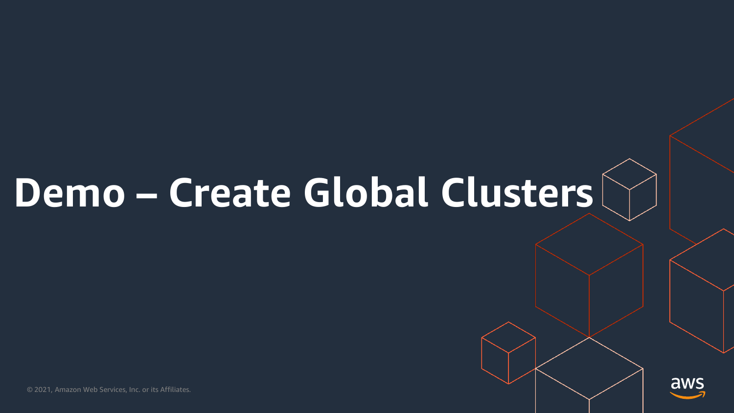# Demo – Create Global Clusters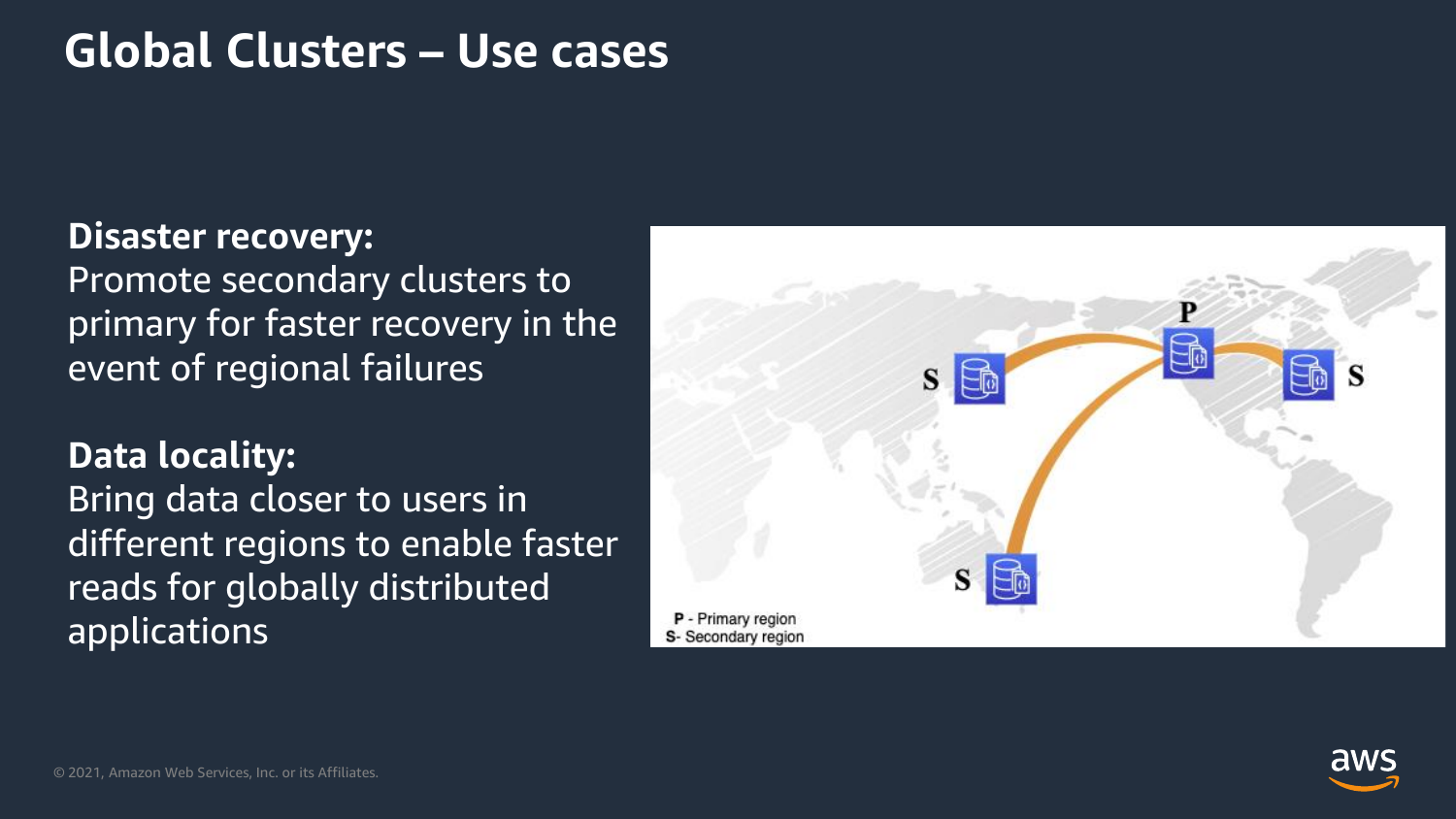# Global Clusters – Use cases

**Disaster recovery:**
Promote secondary clusters to primary for faster recovery in the event of regional failures

**Data locality:**
Bring data closer to users in different regions to enable faster reads for globally distributed applications

P - Primary region
S- Secondary region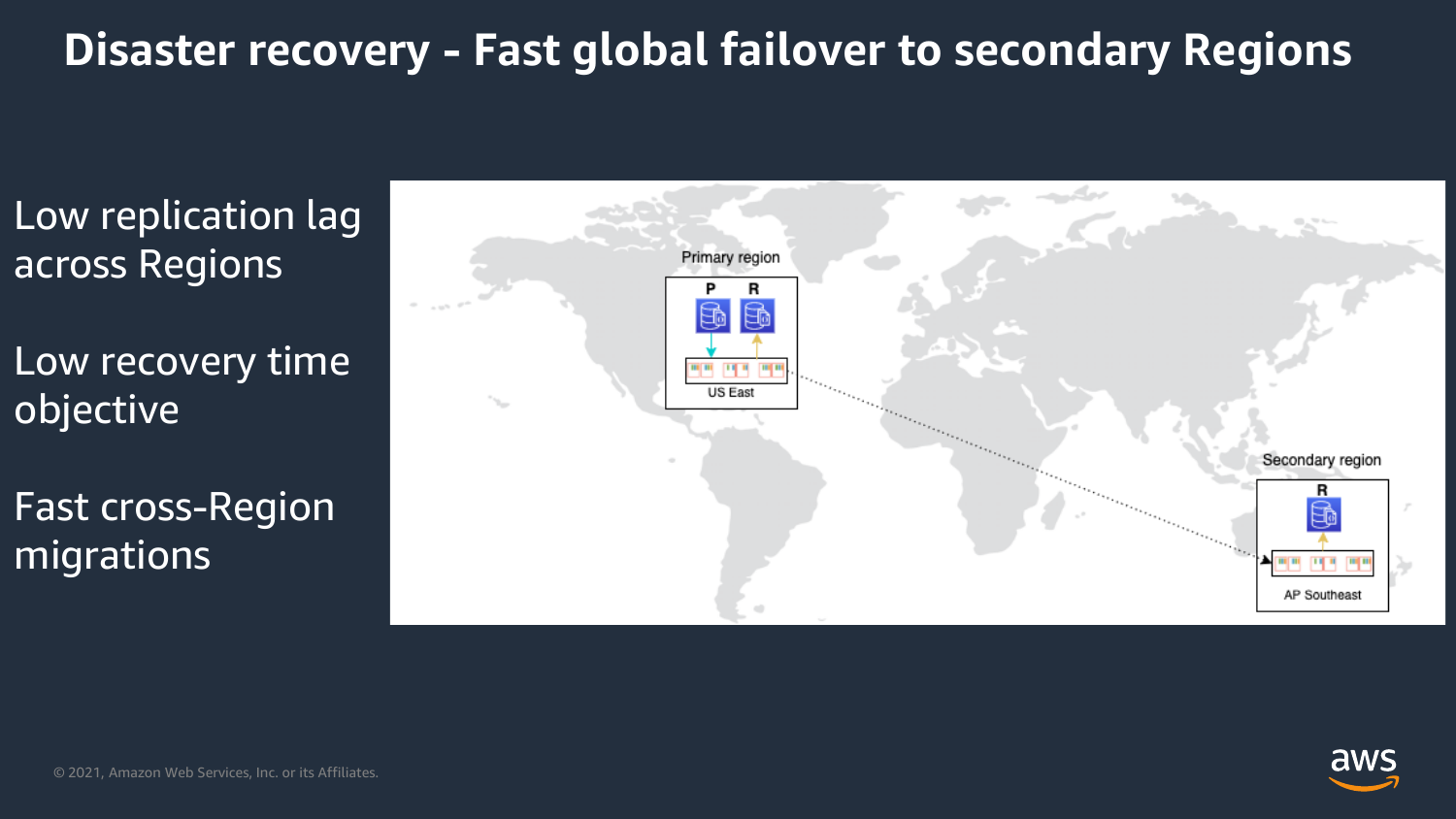# Disaster recovery - Fast global failover to secondary Regions

Low replication lag across Regions

Low recovery time objective

Fast cross-Region migrations

Primary region

P R

US East

Secondary region

R

AP Southeast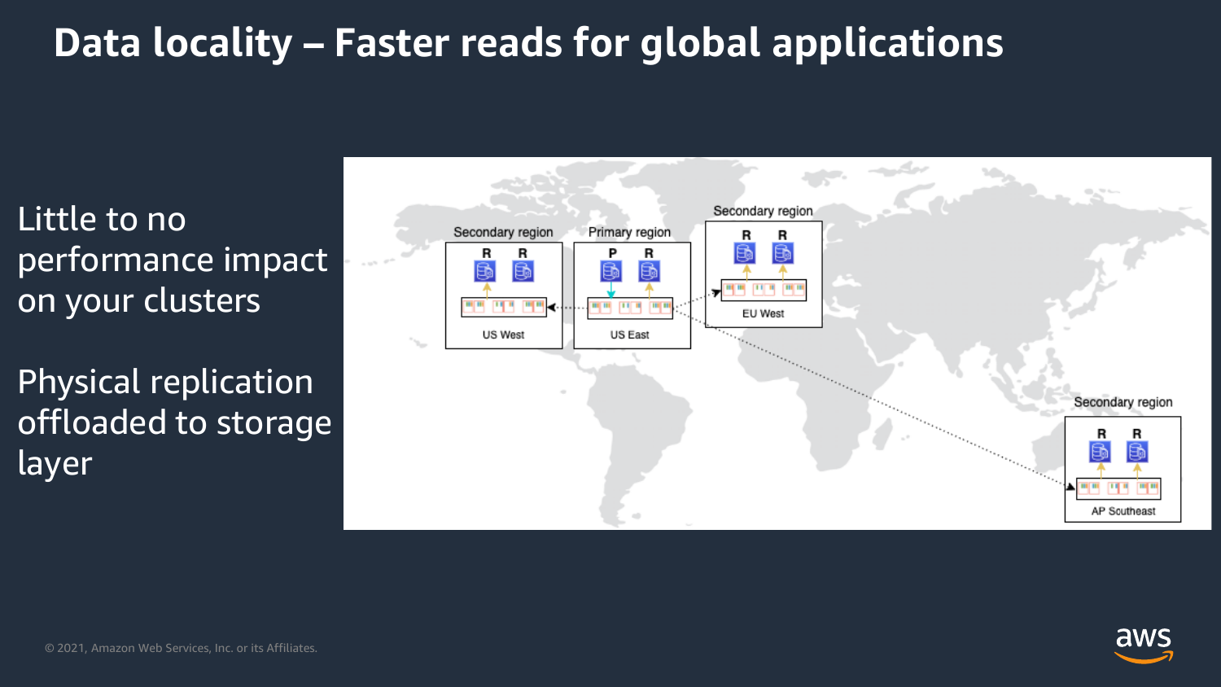# Data locality – Faster reads for global applications

Little to no performance impact on your clusters

Physical replication offloaded to storage layer

Secondary region

R R

US West

Primary region

P R

US East

Secondary region

R R

EU West

Secondary region

R R

AP Southeast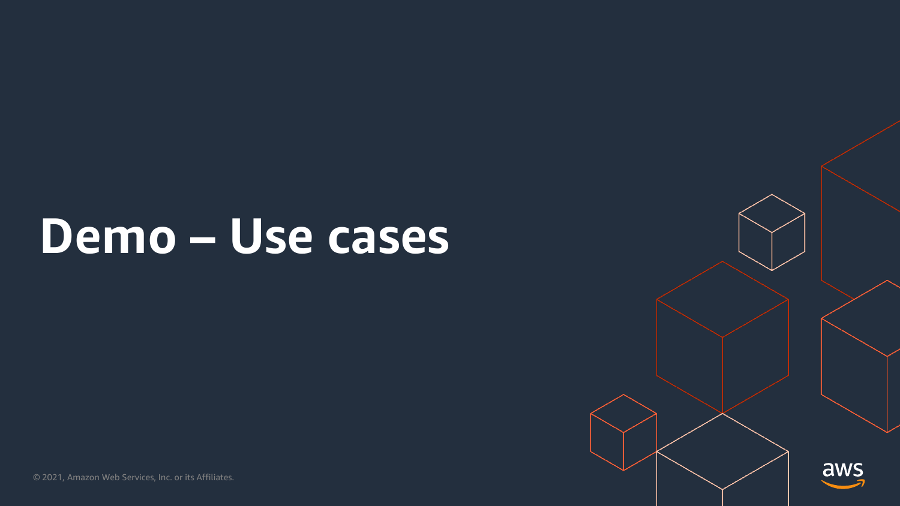# Demo – Use cases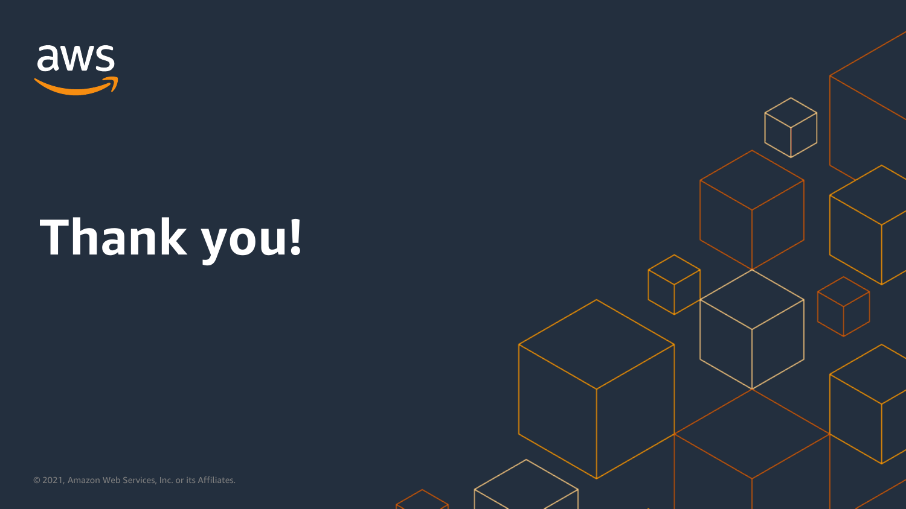# Thank you!

© 2021, Amazon Web Services, Inc. or its Affiliates.